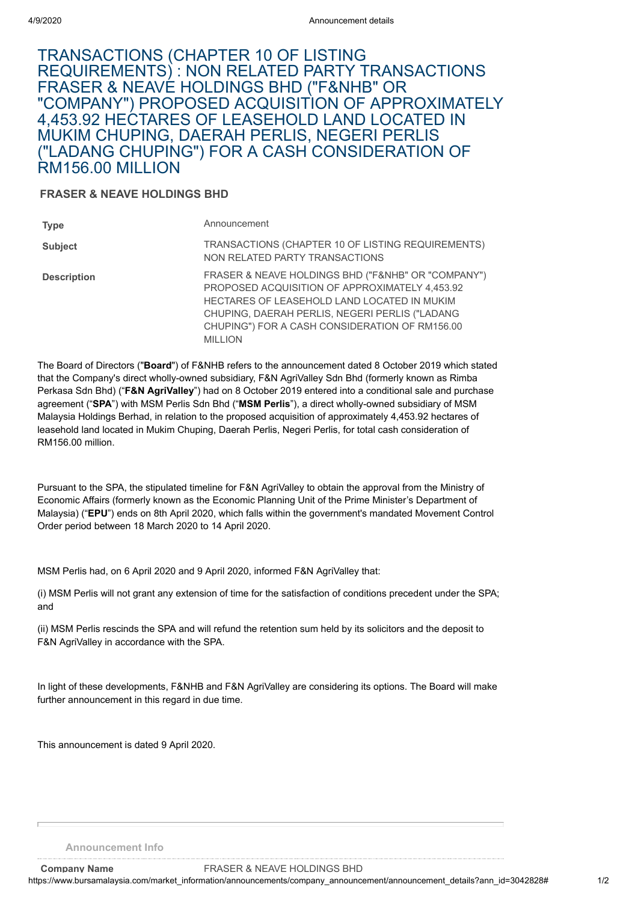# TRANSACTIONS (CHAPTER 10 OF LISTING REQUIREMENTS) : NON RELATED PARTY TRANSACTIONS FRASER & NEAVE HOLDINGS BHD ("F&NHB" OR "COMPANY") PROPOSED ACQUISITION OF APPROXIMATELY 4,453.92 HECTARES OF LEASEHOLD LAND LOCATED IN MUKIM CHUPING, DAERAH PERLIS, NEGERI PERLIS ("LADANG CHUPING") FOR A CASH CONSIDERATION OF RM156.00 MILLION

## FRASER & NEAVE HOLDINGS BHD

| | |
|---|---|
| **Type** | Announcement |
| **Subject** | TRANSACTIONS (CHAPTER 10 OF LISTING REQUIREMENTS) NON RELATED PARTY TRANSACTIONS |
| **Description** | FRASER & NEAVE HOLDINGS BHD ("F&NHB" OR "COMPANY") PROPOSED ACQUISITION OF APPROXIMATELY 4,453.92 HECTARES OF LEASEHOLD LAND LOCATED IN MUKIM CHUPING, DAERAH PERLIS, NEGERI PERLIS ("LADANG CHUPING") FOR A CASH CONSIDERATION OF RM156.00 MILLION |

The Board of Directors ("**Board**") of F&NHB refers to the announcement dated 8 October 2019 which stated that the Company's direct wholly-owned subsidiary, F&N AgriValley Sdn Bhd (formerly known as Rimba Perkasa Sdn Bhd) ("**F&N AgriValley**") had on 8 October 2019 entered into a conditional sale and purchase agreement ("**SPA**") with MSM Perlis Sdn Bhd ("**MSM Perlis**"), a direct wholly-owned subsidiary of MSM Malaysia Holdings Berhad, in relation to the proposed acquisition of approximately 4,453.92 hectares of leasehold land located in Mukim Chuping, Daerah Perlis, Negeri Perlis, for total cash consideration of RM156.00 million.

Pursuant to the SPA, the stipulated timeline for F&N AgriValley to obtain the approval from the Ministry of Economic Affairs (formerly known as the Economic Planning Unit of the Prime Minister's Department of Malaysia) ("**EPU**") ends on 8th April 2020, which falls within the government's mandated Movement Control Order period between 18 March 2020 to 14 April 2020.

MSM Perlis had, on 6 April 2020 and 9 April 2020, informed F&N AgriValley that:

(i) MSM Perlis will not grant any extension of time for the satisfaction of conditions precedent under the SPA; and

(ii) MSM Perlis rescinds the SPA and will refund the retention sum held by its solicitors and the deposit to F&N AgriValley in accordance with the SPA.

In light of these developments, F&NHB and F&N AgriValley are considering its options. The Board will make further announcement in this regard in due time.

This announcement is dated 9 April 2020.

**Announcement Info**

| | |
|---|---|
| **Company Name** | FRASER & NEAVE HOLDINGS BHD |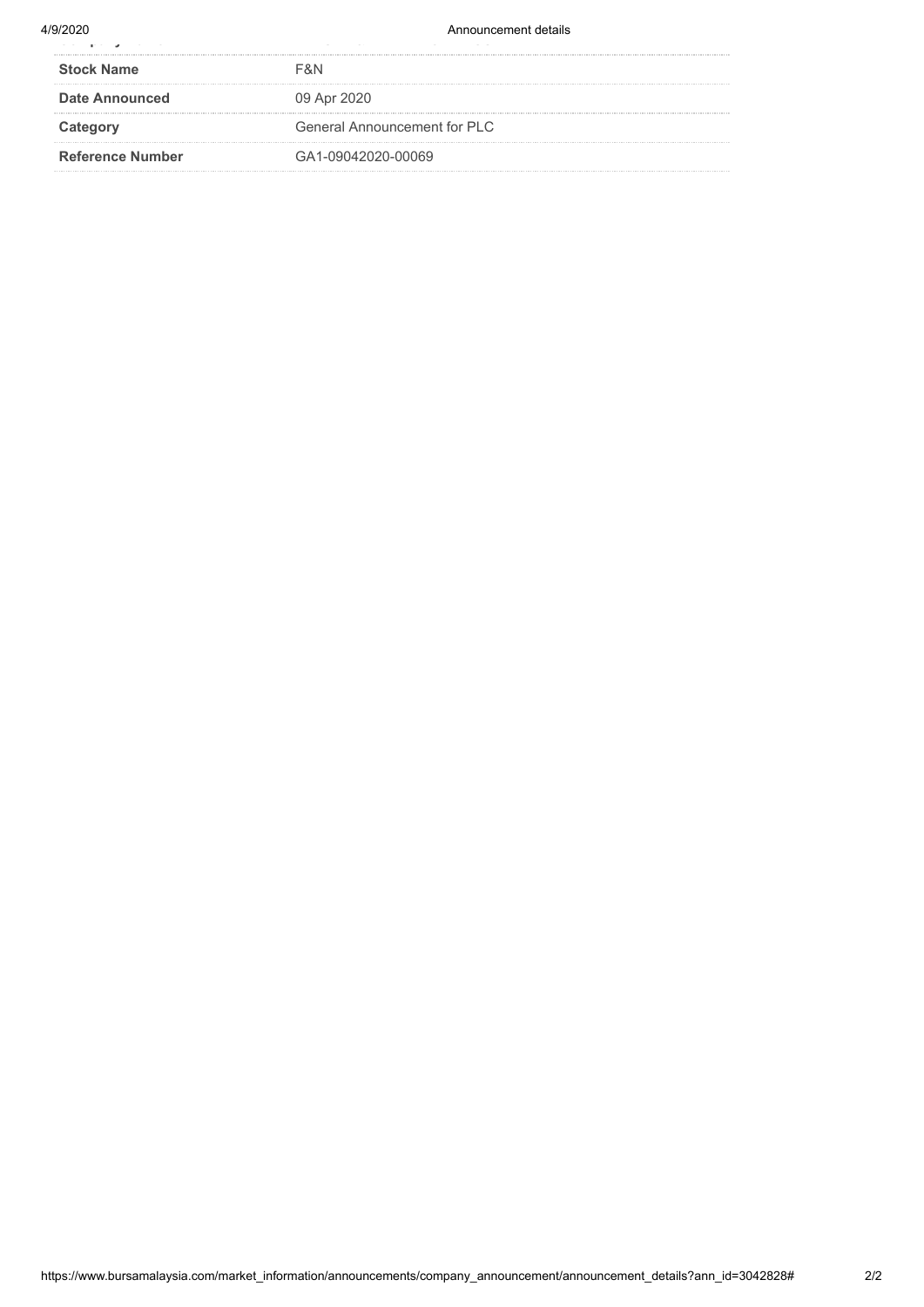| | |
|---|---|
| **Stock Name** | F&N |
| **Date Announced** | 09 Apr 2020 |
| **Category** | General Announcement for PLC |
| **Reference Number** | GA1-09042020-00069 |